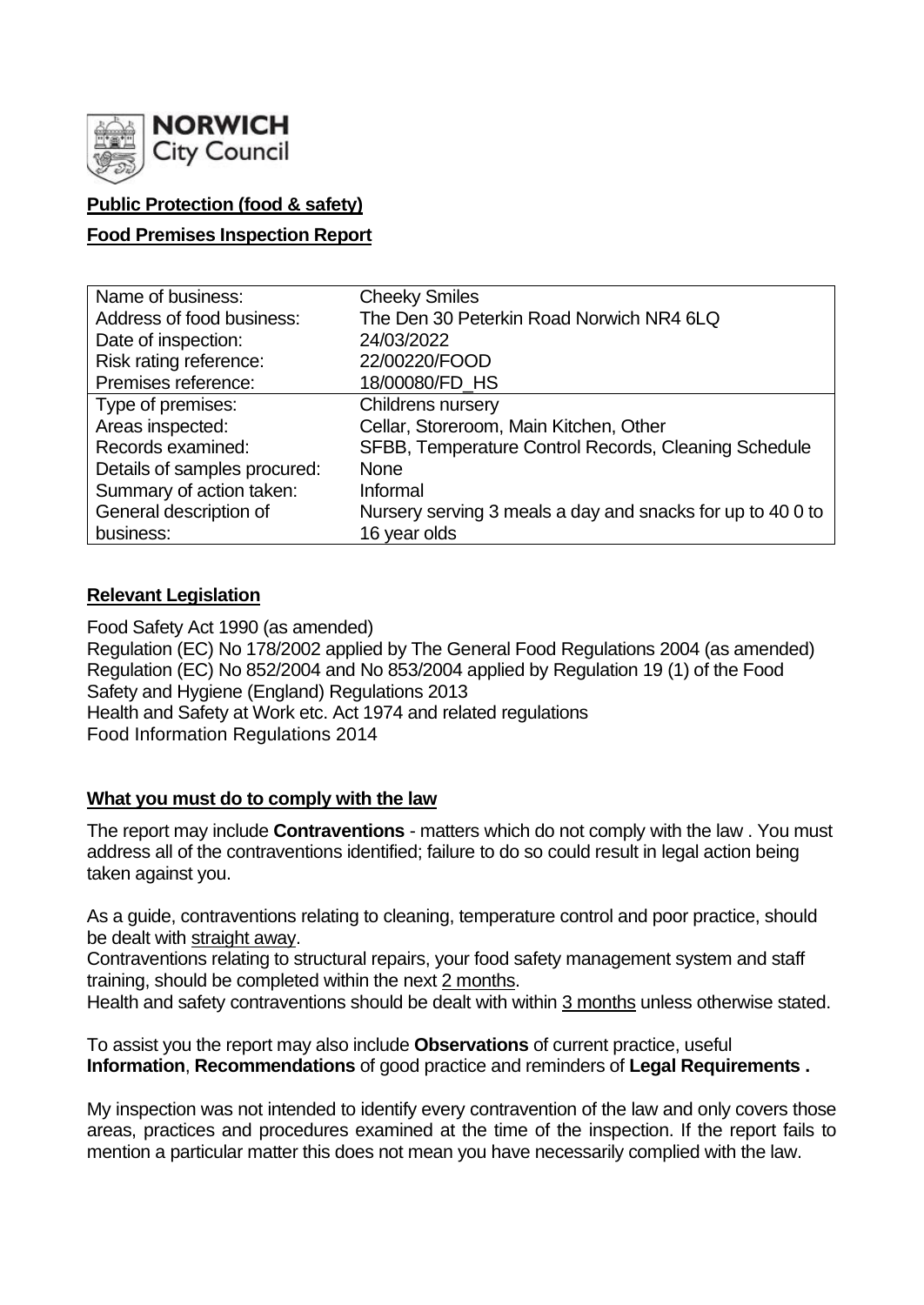**NORWICH City Council**

**Public Protection (food & safety)**

**Food Premises Inspection Report**

| Name of business: | Cheeky Smiles |
| --- | --- |
| Address of food business: | The Den 30 Peterkin Road Norwich NR4 6LQ |
| Date of inspection: | 24/03/2022 |
| Risk rating reference: | 22/00220/FOOD |
| Premises reference: | 18/00080/FD_HS |
| Type of premises: | Childrens nursery |
| Areas inspected: | Cellar, Storeroom, Main Kitchen, Other |
| Records examined: | SFBB, Temperature Control Records, Cleaning Schedule |
| Details of samples procured: | None |
| Summary of action taken: | Informal |
| General description of business: | Nursery serving 3 meals a day and snacks for up to 40 0 to 16 year olds |

**Relevant Legislation**

Food Safety Act 1990 (as amended)
Regulation (EC) No 178/2002 applied by The General Food Regulations 2004 (as amended)
Regulation (EC) No 852/2004 and No 853/2004 applied by Regulation 19 (1) of the Food Safety and Hygiene (England) Regulations 2013
Health and Safety at Work etc. Act 1974 and related regulations
Food Information Regulations 2014

**What you must do to comply with the law**

The report may include **Contraventions** - matters which do not comply with the law . You must address all of the contraventions identified; failure to do so could result in legal action being taken against you.

As a guide, contraventions relating to cleaning, temperature control and poor practice, should be dealt with straight away.

Contraventions relating to structural repairs, your food safety management system and staff training, should be completed within the next 2 months.

Health and safety contraventions should be dealt with within 3 months unless otherwise stated.

To assist you the report may also include **Observations** of current practice, useful **Information**, **Recommendations** of good practice and reminders of **Legal Requirements .**

My inspection was not intended to identify every contravention of the law and only covers those areas, practices and procedures examined at the time of the inspection. If the report fails to mention a particular matter this does not mean you have necessarily complied with the law.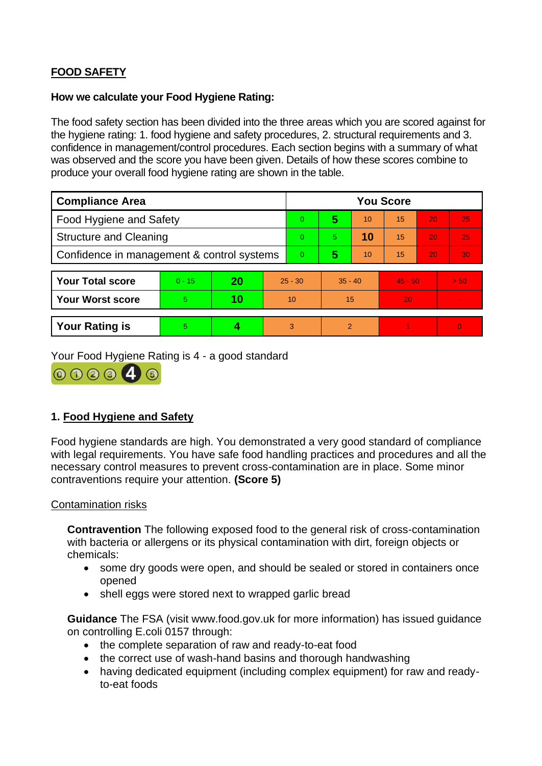## FOOD SAFETY

**How we calculate your Food Hygiene Rating:**

The food safety section has been divided into the three areas which you are scored against for the hygiene rating: 1. food hygiene and safety procedures, 2. structural requirements and 3. confidence in management/control procedures. Each section begins with a summary of what was observed and the score you have been given. Details of how these scores combine to produce your overall food hygiene rating are shown in the table.

| Compliance Area | You Score | | | | | |
|---|---|---|---|---|---|---|
| Food Hygiene and Safety | 0 | **5** | 10 | 15 | 20 | 25 |
| Structure and Cleaning | 0 | 5 | **10** | 15 | 20 | 25 |
| Confidence in management & control systems | 0 | **5** | 10 | 15 | 20 | 30 |

| | | | | | | |
|---|---|---|---|---|---|---|
| **Your Total score** | 0 - 15 | **20** | 25 - 30 | 35 - 40 | 45 - 50 | > 50 |
| **Your Worst score** | 5 | **10** | 10 | 15 | 20 | - |
| **Your Rating is** | 5 | **4** | 3 | 2 | 1 | 0 |

Your Food Hygiene Rating is 4 - a good standard

## 1. Food Hygiene and Safety

Food hygiene standards are high. You demonstrated a very good standard of compliance with legal requirements. You have safe food handling practices and procedures and all the necessary control measures to prevent cross-contamination are in place. Some minor contraventions require your attention. **(Score 5)**

### Contamination risks

**Contravention** The following exposed food to the general risk of cross-contamination with bacteria or allergens or its physical contamination with dirt, foreign objects or chemicals:

- some dry goods were open, and should be sealed or stored in containers once opened
- shell eggs were stored next to wrapped garlic bread

**Guidance** The FSA (visit www.food.gov.uk for more information) has issued guidance on controlling E.coli 0157 through:

- the complete separation of raw and ready-to-eat food
- the correct use of wash-hand basins and thorough handwashing
- having dedicated equipment (including complex equipment) for raw and ready-to-eat foods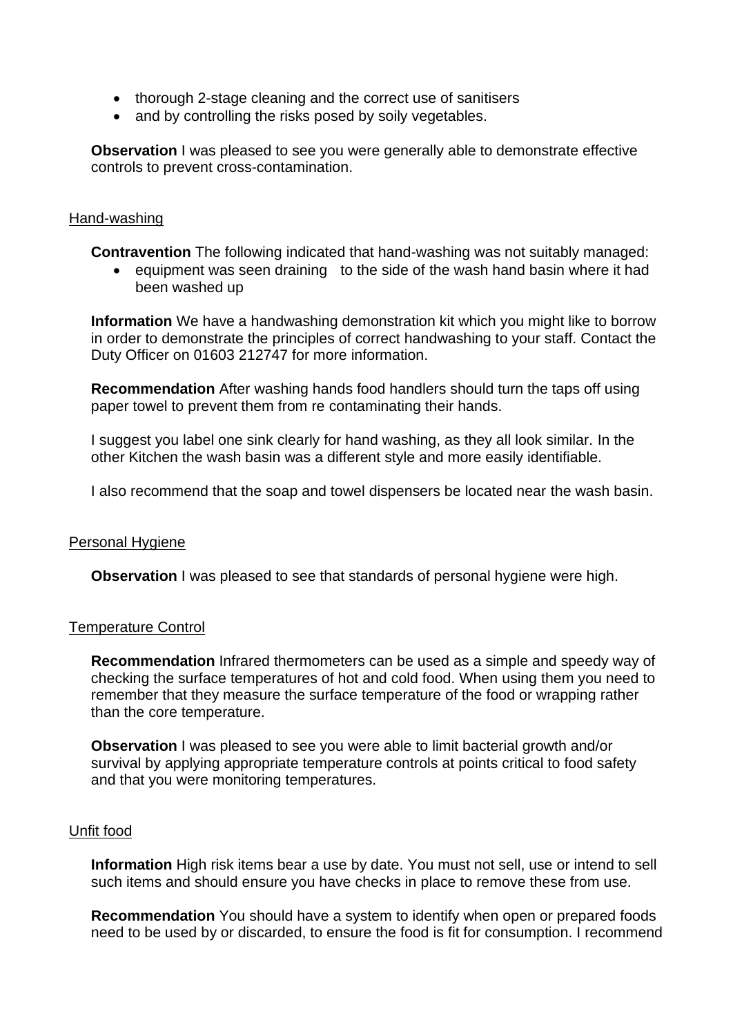- thorough 2-stage cleaning and the correct use of sanitisers
- and by controlling the risks posed by soily vegetables.

**Observation** I was pleased to see you were generally able to demonstrate effective controls to prevent cross-contamination.

Hand-washing

**Contravention** The following indicated that hand-washing was not suitably managed:

- equipment was seen draining to the side of the wash hand basin where it had been washed up

**Information** We have a handwashing demonstration kit which you might like to borrow in order to demonstrate the principles of correct handwashing to your staff. Contact the Duty Officer on 01603 212747 for more information.

**Recommendation** After washing hands food handlers should turn the taps off using paper towel to prevent them from re contaminating their hands.

I suggest you label one sink clearly for hand washing, as they all look similar. In the other Kitchen the wash basin was a different style and more easily identifiable.

I also recommend that the soap and towel dispensers be located near the wash basin.

Personal Hygiene

**Observation** I was pleased to see that standards of personal hygiene were high.

Temperature Control

**Recommendation** Infrared thermometers can be used as a simple and speedy way of checking the surface temperatures of hot and cold food. When using them you need to remember that they measure the surface temperature of the food or wrapping rather than the core temperature.

**Observation** I was pleased to see you were able to limit bacterial growth and/or survival by applying appropriate temperature controls at points critical to food safety and that you were monitoring temperatures.

Unfit food

**Information** High risk items bear a use by date. You must not sell, use or intend to sell such items and should ensure you have checks in place to remove these from use.

**Recommendation** You should have a system to identify when open or prepared foods need to be used by or discarded, to ensure the food is fit for consumption. I recommend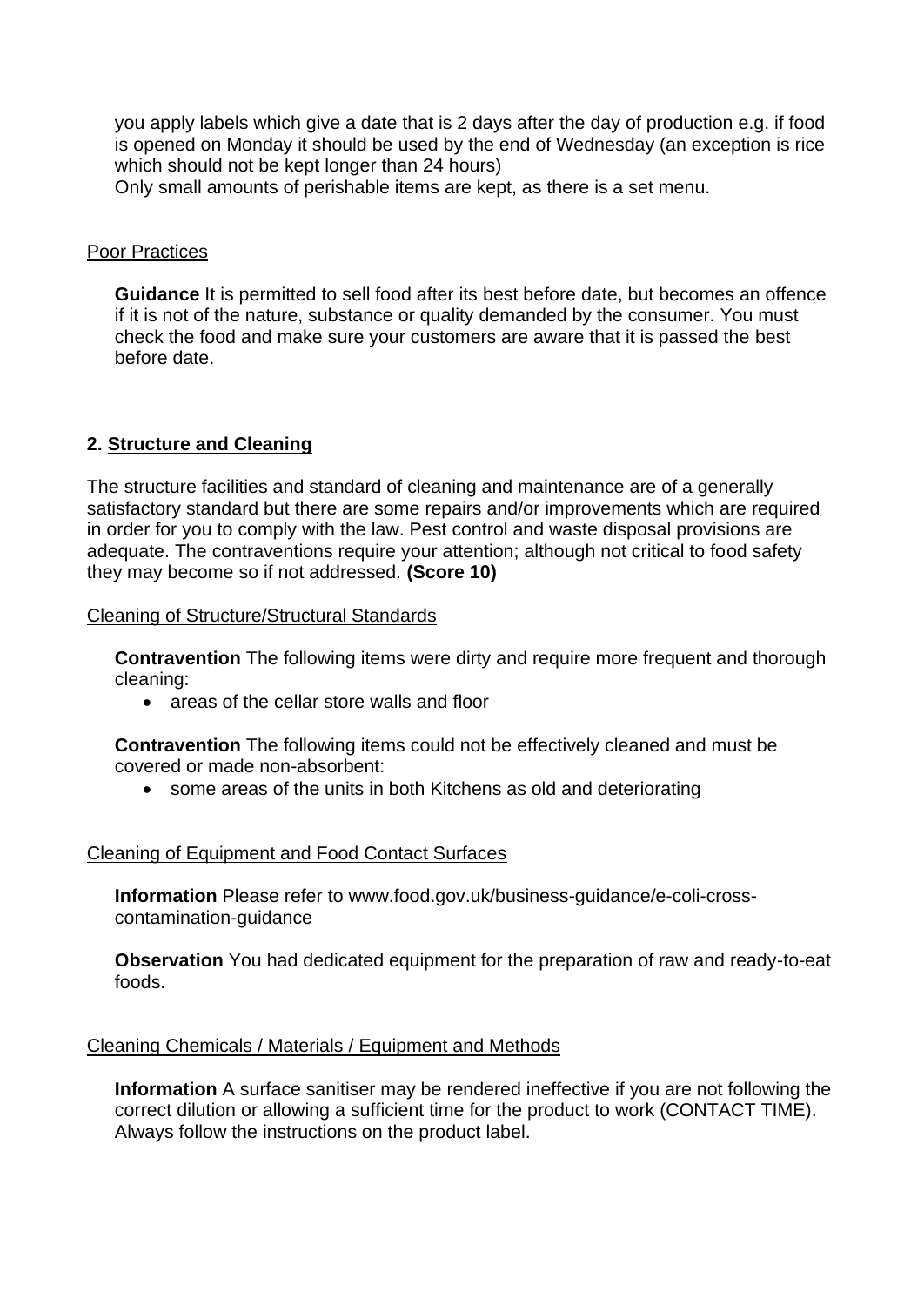you apply labels which give a date that is 2 days after the day of production e.g. if food is opened on Monday it should be used by the end of Wednesday (an exception is rice which should not be kept longer than 24 hours)
Only small amounts of perishable items are kept, as there is a set menu.

Poor Practices

**Guidance** It is permitted to sell food after its best before date, but becomes an offence if it is not of the nature, substance or quality demanded by the consumer. You must check the food and make sure your customers are aware that it is passed the best before date.

## 2. Structure and Cleaning

The structure facilities and standard of cleaning and maintenance are of a generally satisfactory standard but there are some repairs and/or improvements which are required in order for you to comply with the law. Pest control and waste disposal provisions are adequate. The contraventions require your attention; although not critical to food safety they may become so if not addressed. **(Score 10)**

Cleaning of Structure/Structural Standards

**Contravention** The following items were dirty and require more frequent and thorough cleaning:

- areas of the cellar store walls and floor

**Contravention** The following items could not be effectively cleaned and must be covered or made non-absorbent:

- some areas of the units in both Kitchens as old and deteriorating

Cleaning of Equipment and Food Contact Surfaces

**Information** Please refer to www.food.gov.uk/business-guidance/e-coli-cross-contamination-guidance

**Observation** You had dedicated equipment for the preparation of raw and ready-to-eat foods.

Cleaning Chemicals / Materials / Equipment and Methods

**Information** A surface sanitiser may be rendered ineffective if you are not following the correct dilution or allowing a sufficient time for the product to work (CONTACT TIME). Always follow the instructions on the product label.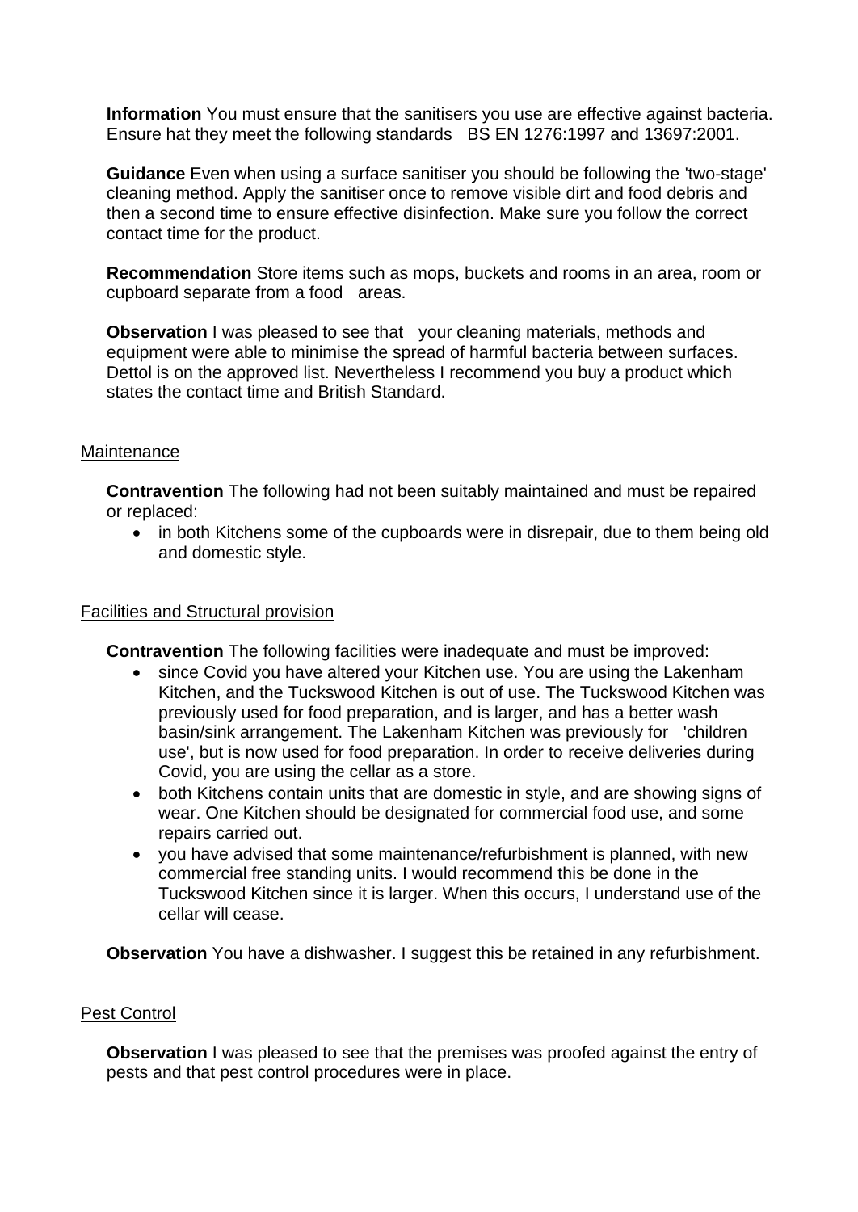**Information** You must ensure that the sanitisers you use are effective against bacteria. Ensure hat they meet the following standards BS EN 1276:1997 and 13697:2001.

**Guidance** Even when using a surface sanitiser you should be following the 'two-stage' cleaning method. Apply the sanitiser once to remove visible dirt and food debris and then a second time to ensure effective disinfection. Make sure you follow the correct contact time for the product.

**Recommendation** Store items such as mops, buckets and rooms in an area, room or cupboard separate from a food areas.

**Observation** I was pleased to see that your cleaning materials, methods and equipment were able to minimise the spread of harmful bacteria between surfaces. Dettol is on the approved list. Nevertheless I recommend you buy a product which states the contact time and British Standard.

Maintenance

**Contravention** The following had not been suitably maintained and must be repaired or replaced:

- in both Kitchens some of the cupboards were in disrepair, due to them being old and domestic style.

Facilities and Structural provision

**Contravention** The following facilities were inadequate and must be improved:

- since Covid you have altered your Kitchen use. You are using the Lakenham Kitchen, and the Tuckswood Kitchen is out of use. The Tuckswood Kitchen was previously used for food preparation, and is larger, and has a better wash basin/sink arrangement. The Lakenham Kitchen was previously for 'children use', but is now used for food preparation. In order to receive deliveries during Covid, you are using the cellar as a store.
- both Kitchens contain units that are domestic in style, and are showing signs of wear. One Kitchen should be designated for commercial food use, and some repairs carried out.
- you have advised that some maintenance/refurbishment is planned, with new commercial free standing units. I would recommend this be done in the Tuckswood Kitchen since it is larger. When this occurs, I understand use of the cellar will cease.

**Observation** You have a dishwasher. I suggest this be retained in any refurbishment.

Pest Control

**Observation** I was pleased to see that the premises was proofed against the entry of pests and that pest control procedures were in place.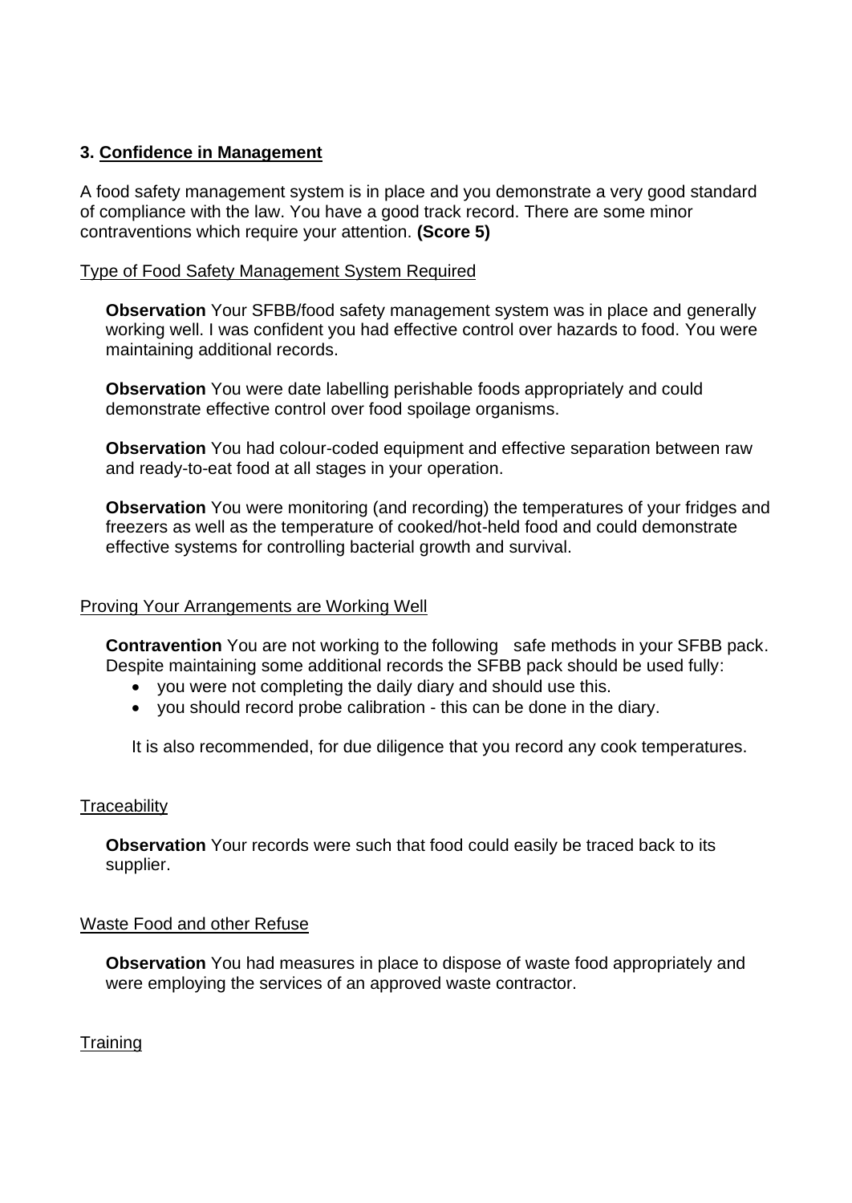### 3. Confidence in Management

A food safety management system is in place and you demonstrate a very good standard of compliance with the law. You have a good track record. There are some minor contraventions which require your attention. **(Score 5)**

Type of Food Safety Management System Required

**Observation** Your SFBB/food safety management system was in place and generally working well. I was confident you had effective control over hazards to food. You were maintaining additional records.

**Observation** You were date labelling perishable foods appropriately and could demonstrate effective control over food spoilage organisms.

**Observation** You had colour-coded equipment and effective separation between raw and ready-to-eat food at all stages in your operation.

**Observation** You were monitoring (and recording) the temperatures of your fridges and freezers as well as the temperature of cooked/hot-held food and could demonstrate effective systems for controlling bacterial growth and survival.

Proving Your Arrangements are Working Well

**Contravention** You are not working to the following safe methods in your SFBB pack. Despite maintaining some additional records the SFBB pack should be used fully:

- you were not completing the daily diary and should use this.
- you should record probe calibration - this can be done in the diary.

It is also recommended, for due diligence that you record any cook temperatures.

Traceability

**Observation** Your records were such that food could easily be traced back to its supplier.

Waste Food and other Refuse

**Observation** You had measures in place to dispose of waste food appropriately and were employing the services of an approved waste contractor.

Training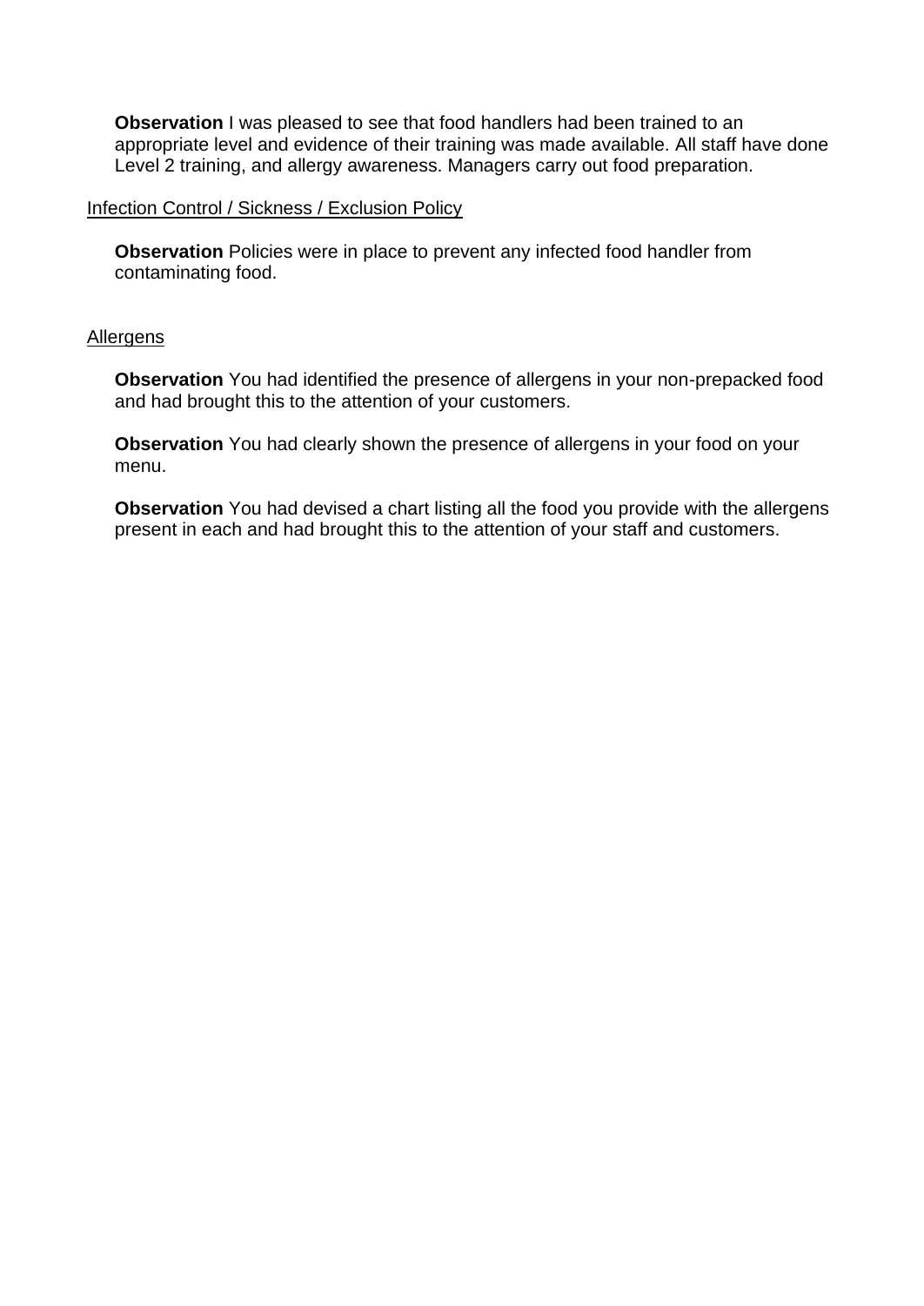**Observation** I was pleased to see that food handlers had been trained to an appropriate level and evidence of their training was made available. All staff have done Level 2 training, and allergy awareness. Managers carry out food preparation.

Infection Control / Sickness / Exclusion Policy

**Observation** Policies were in place to prevent any infected food handler from contaminating food.

Allergens

**Observation** You had identified the presence of allergens in your non-prepacked food and had brought this to the attention of your customers.

**Observation** You had clearly shown the presence of allergens in your food on your menu.

**Observation** You had devised a chart listing all the food you provide with the allergens present in each and had brought this to the attention of your staff and customers.